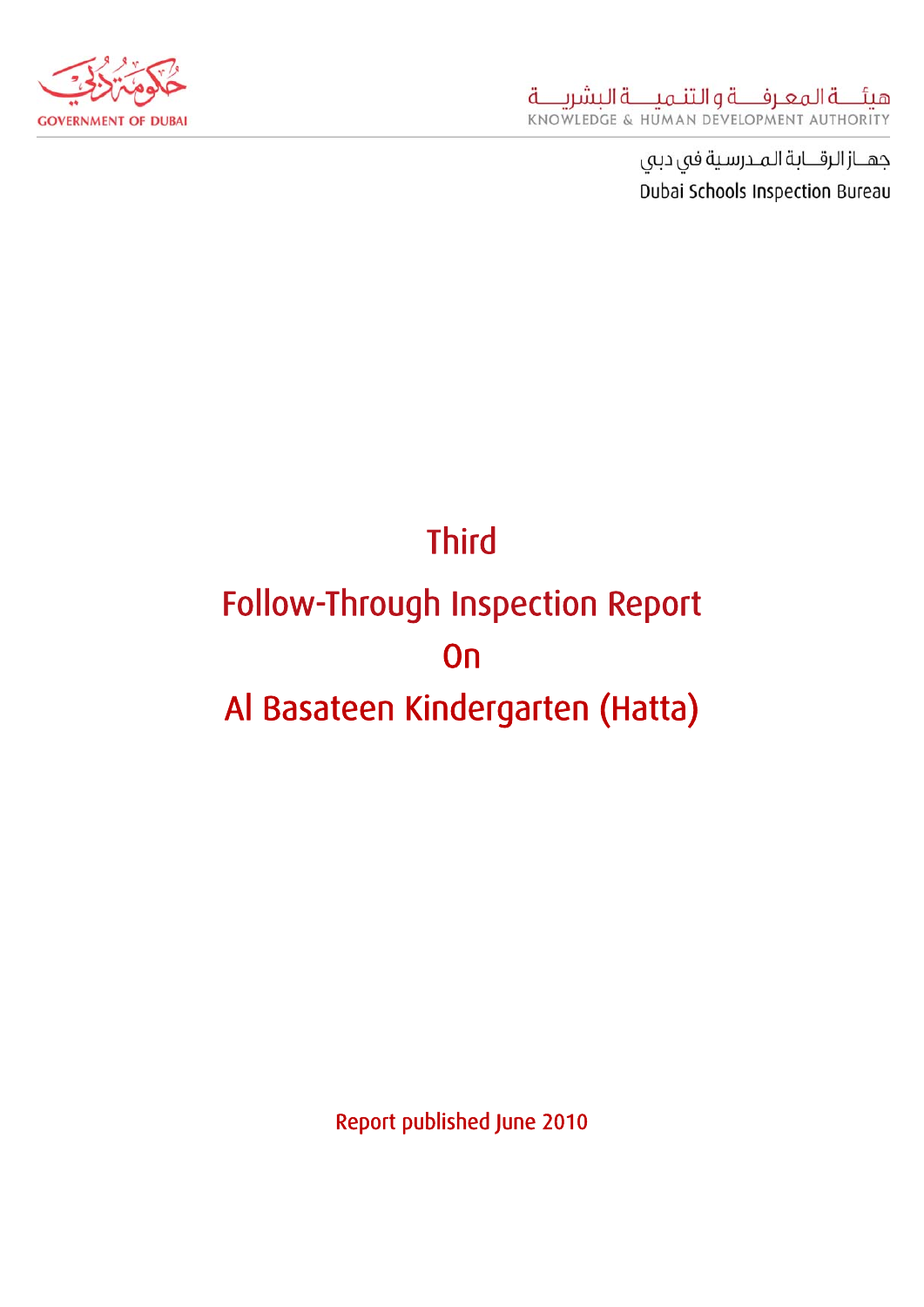GOVERNMENT OF DUBAI

هيئـــة المعـرفـــة و التنـميـــة البشريـــة
KNOWLEDGE & HUMAN DEVELOPMENT AUTHORITY

جهــاز الرقــابة المـدرسية في دبي
Dubai Schools Inspection Bureau

# Third
# Follow-Through Inspection Report
# On
# Al Basateen Kindergarten (Hatta)

Report published June 2010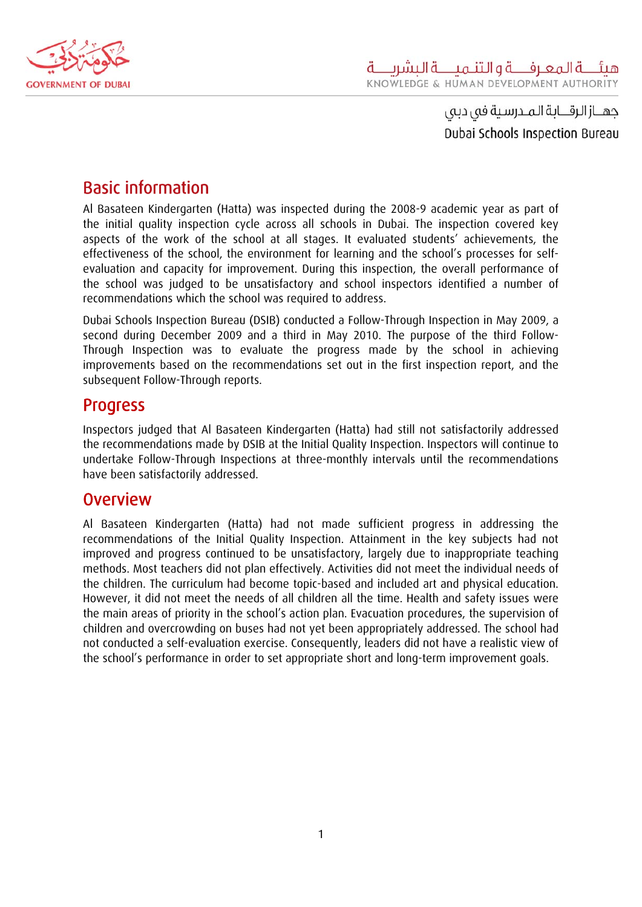## Basic information

Al Basateen Kindergarten (Hatta) was inspected during the 2008-9 academic year as part of the initial quality inspection cycle across all schools in Dubai. The inspection covered key aspects of the work of the school at all stages. It evaluated students' achievements, the effectiveness of the school, the environment for learning and the school's processes for self-evaluation and capacity for improvement. During this inspection, the overall performance of the school was judged to be unsatisfactory and school inspectors identified a number of recommendations which the school was required to address.

Dubai Schools Inspection Bureau (DSIB) conducted a Follow-Through Inspection in May 2009, a second during December 2009 and a third in May 2010. The purpose of the third Follow-Through Inspection was to evaluate the progress made by the school in achieving improvements based on the recommendations set out in the first inspection report, and the subsequent Follow-Through reports.

## Progress

Inspectors judged that Al Basateen Kindergarten (Hatta) had still not satisfactorily addressed the recommendations made by DSIB at the Initial Quality Inspection. Inspectors will continue to undertake Follow-Through Inspections at three-monthly intervals until the recommendations have been satisfactorily addressed.

## Overview

Al Basateen Kindergarten (Hatta) had not made sufficient progress in addressing the recommendations of the Initial Quality Inspection. Attainment in the key subjects had not improved and progress continued to be unsatisfactory, largely due to inappropriate teaching methods. Most teachers did not plan effectively. Activities did not meet the individual needs of the children. The curriculum had become topic-based and included art and physical education. However, it did not meet the needs of all children all the time. Health and safety issues were the main areas of priority in the school's action plan. Evacuation procedures, the supervision of children and overcrowding on buses had not yet been appropriately addressed. The school had not conducted a self-evaluation exercise. Consequently, leaders did not have a realistic view of the school's performance in order to set appropriate short and long-term improvement goals.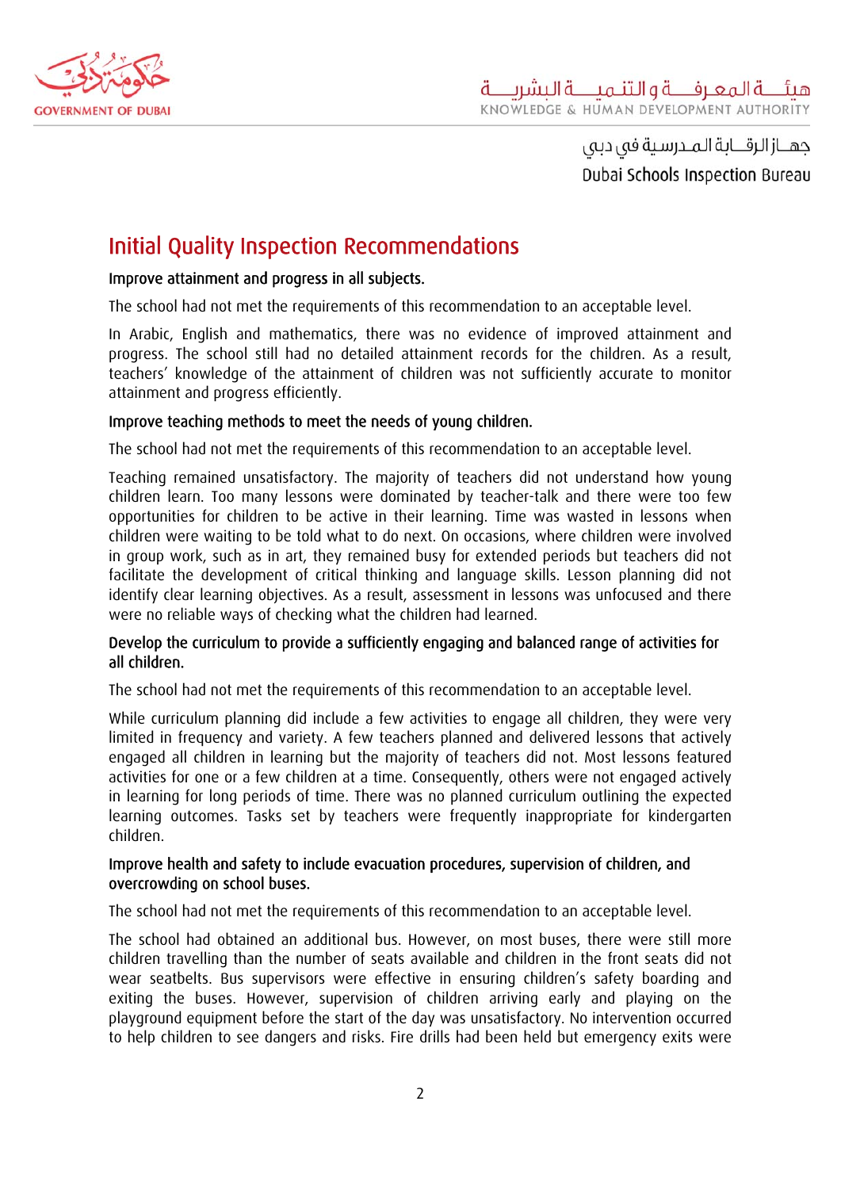## Initial Quality Inspection Recommendations

**Improve attainment and progress in all subjects.**

The school had not met the requirements of this recommendation to an acceptable level.

In Arabic, English and mathematics, there was no evidence of improved attainment and progress. The school still had no detailed attainment records for the children. As a result, teachers' knowledge of the attainment of children was not sufficiently accurate to monitor attainment and progress efficiently.

**Improve teaching methods to meet the needs of young children.**

The school had not met the requirements of this recommendation to an acceptable level.

Teaching remained unsatisfactory. The majority of teachers did not understand how young children learn. Too many lessons were dominated by teacher-talk and there were too few opportunities for children to be active in their learning. Time was wasted in lessons when children were waiting to be told what to do next. On occasions, where children were involved in group work, such as in art, they remained busy for extended periods but teachers did not facilitate the development of critical thinking and language skills. Lesson planning did not identify clear learning objectives. As a result, assessment in lessons was unfocused and there were no reliable ways of checking what the children had learned.

**Develop the curriculum to provide a sufficiently engaging and balanced range of activities for all children.**

The school had not met the requirements of this recommendation to an acceptable level.

While curriculum planning did include a few activities to engage all children, they were very limited in frequency and variety. A few teachers planned and delivered lessons that actively engaged all children in learning but the majority of teachers did not. Most lessons featured activities for one or a few children at a time. Consequently, others were not engaged actively in learning for long periods of time. There was no planned curriculum outlining the expected learning outcomes. Tasks set by teachers were frequently inappropriate for kindergarten children.

**Improve health and safety to include evacuation procedures, supervision of children, and overcrowding on school buses.**

The school had not met the requirements of this recommendation to an acceptable level.

The school had obtained an additional bus. However, on most buses, there were still more children travelling than the number of seats available and children in the front seats did not wear seatbelts. Bus supervisors were effective in ensuring children's safety boarding and exiting the buses. However, supervision of children arriving early and playing on the playground equipment before the start of the day was unsatisfactory. No intervention occurred to help children to see dangers and risks. Fire drills had been held but emergency exits were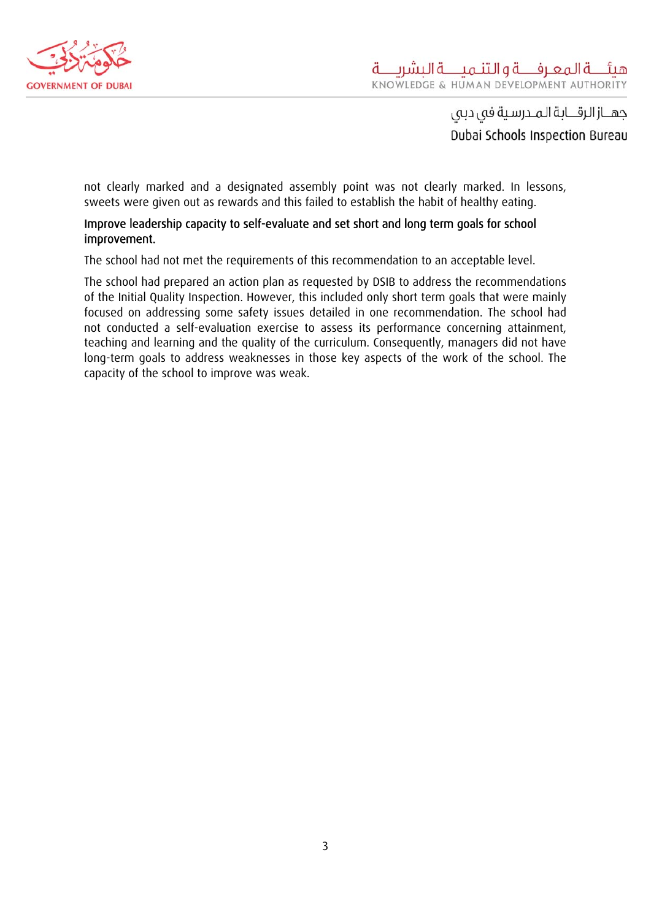not clearly marked and a designated assembly point was not clearly marked. In lessons, sweets were given out as rewards and this failed to establish the habit of healthy eating.

**Improve leadership capacity to self-evaluate and set short and long term goals for school improvement.**

The school had not met the requirements of this recommendation to an acceptable level.

The school had prepared an action plan as requested by DSIB to address the recommendations of the Initial Quality Inspection. However, this included only short term goals that were mainly focused on addressing some safety issues detailed in one recommendation. The school had not conducted a self-evaluation exercise to assess its performance concerning attainment, teaching and learning and the quality of the curriculum. Consequently, managers did not have long-term goals to address weaknesses in those key aspects of the work of the school. The capacity of the school to improve was weak.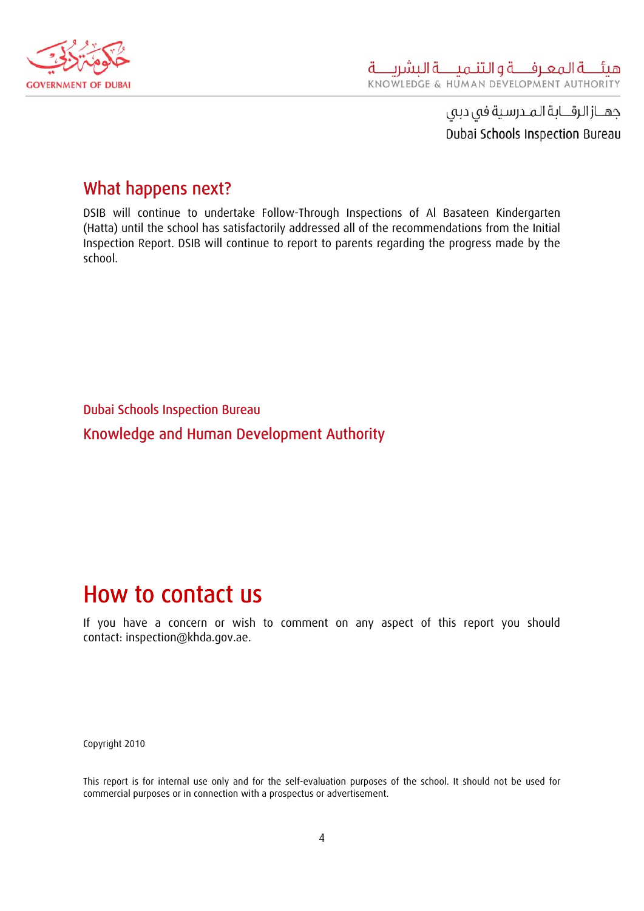## What happens next?

DSIB will continue to undertake Follow-Through Inspections of Al Basateen Kindergarten (Hatta) until the school has satisfactorily addressed all of the recommendations from the Initial Inspection Report. DSIB will continue to report to parents regarding the progress made by the school.

Dubai Schools Inspection Bureau

Knowledge and Human Development Authority

# How to contact us

If you have a concern or wish to comment on any aspect of this report you should contact: inspection@khda.gov.ae.

Copyright 2010

This report is for internal use only and for the self-evaluation purposes of the school. It should not be used for commercial purposes or in connection with a prospectus or advertisement.